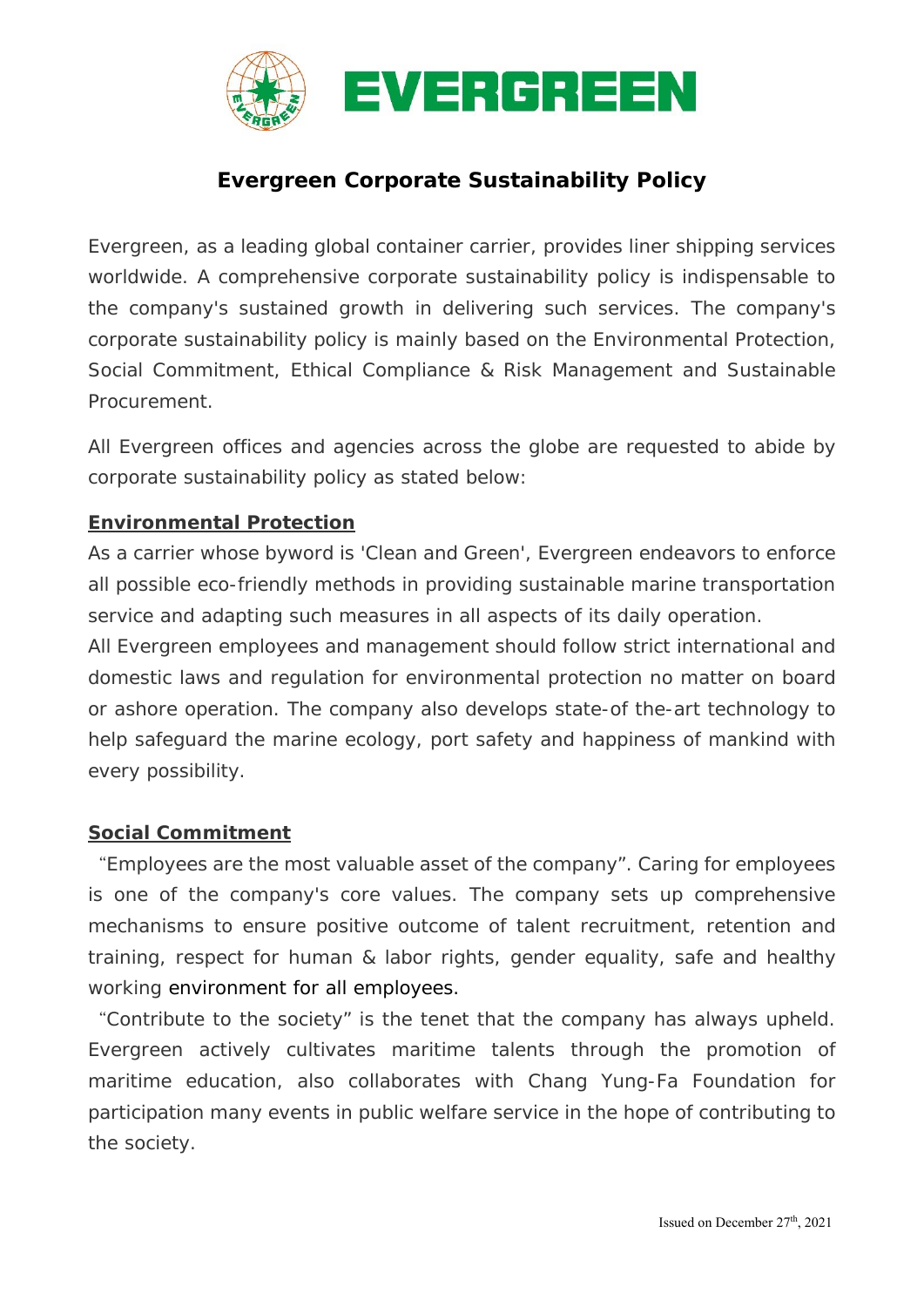# Evergreen Corporate Sustainability Policy

Evergreen, as a leading global container carrier, provides liner shipping services worldwide. A comprehensive corporate sustainability policy is indispensable to the company's sustained growth in delivering such services. The company's corporate sustainability policy is mainly based on the Environmental Protection, Social Commitment, Ethical Compliance & Risk Management and Sustainable Procurement.

All Evergreen offices and agencies across the globe are requested to abide by corporate sustainability policy as stated below:

## Environmental Protection

As a carrier whose byword is 'Clean and Green', Evergreen endeavors to enforce all possible eco-friendly methods in providing sustainable marine transportation service and adapting such measures in all aspects of its daily operation.

All Evergreen employees and management should follow strict international and domestic laws and regulation for environmental protection no matter on board or ashore operation. The company also develops state-of the-art technology to help safeguard the marine ecology, port safety and happiness of mankind with every possibility.

## Social Commitment

"Employees are the most valuable asset of the company". Caring for employees is one of the company's core values. The company sets up comprehensive mechanisms to ensure positive outcome of talent recruitment, retention and training, respect for human & labor rights, gender equality, safe and healthy working environment for all employees.

"Contribute to the society" is the tenet that the company has always upheld. Evergreen actively cultivates maritime talents through the promotion of maritime education, also collaborates with Chang Yung-Fa Foundation for participation many events in public welfare service in the hope of contributing to the society.

Issued on December 27th, 2021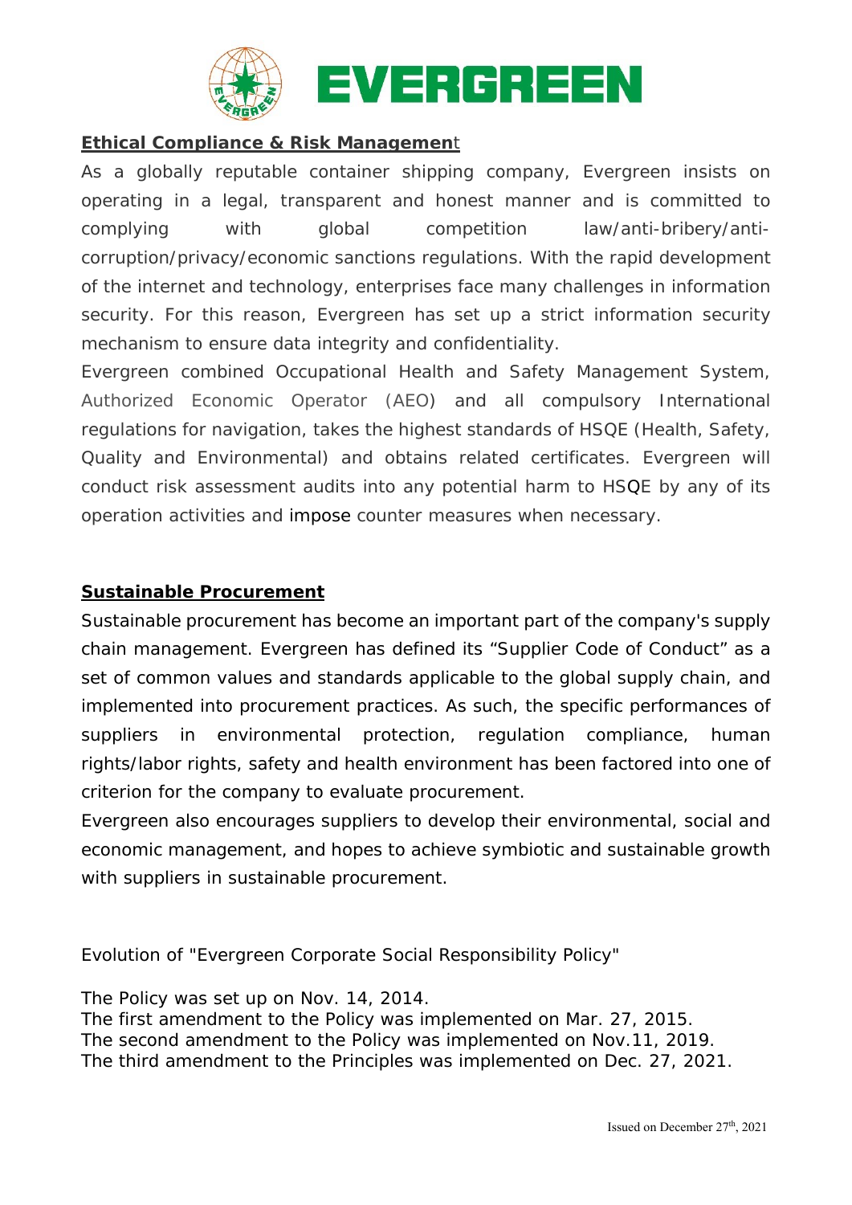## Ethical Compliance & Risk Management

As a globally reputable container shipping company, Evergreen insists on operating in a legal, transparent and honest manner and is committed to complying with global competition law/anti-bribery/anti-corruption/privacy/economic sanctions regulations. With the rapid development of the internet and technology, enterprises face many challenges in information security. For this reason, Evergreen has set up a strict information security mechanism to ensure data integrity and confidentiality.

Evergreen combined Occupational Health and Safety Management System, Authorized Economic Operator (AEO) and all compulsory International regulations for navigation, takes the highest standards of HSQE (Health, Safety, Quality and Environmental) and obtains related certificates. Evergreen will conduct risk assessment audits into any potential harm to HSQE by any of its operation activities and impose counter measures when necessary.

## Sustainable Procurement

Sustainable procurement has become an important part of the company's supply chain management. Evergreen has defined its “Supplier Code of Conduct” as a set of common values and standards applicable to the global supply chain, and implemented into procurement practices. As such, the specific performances of suppliers in environmental protection, regulation compliance, human rights/labor rights, safety and health environment has been factored into one of criterion for the company to evaluate procurement.

Evergreen also encourages suppliers to develop their environmental, social and economic management, and hopes to achieve symbiotic and sustainable growth with suppliers in sustainable procurement.

Evolution of "Evergreen Corporate Social Responsibility Policy"

The Policy was set up on Nov. 14, 2014.
The first amendment to the Policy was implemented on Mar. 27, 2015.
The second amendment to the Policy was implemented on Nov.11, 2019.
The third amendment to the Principles was implemented on Dec. 27, 2021.

Issued on December 27th, 2021